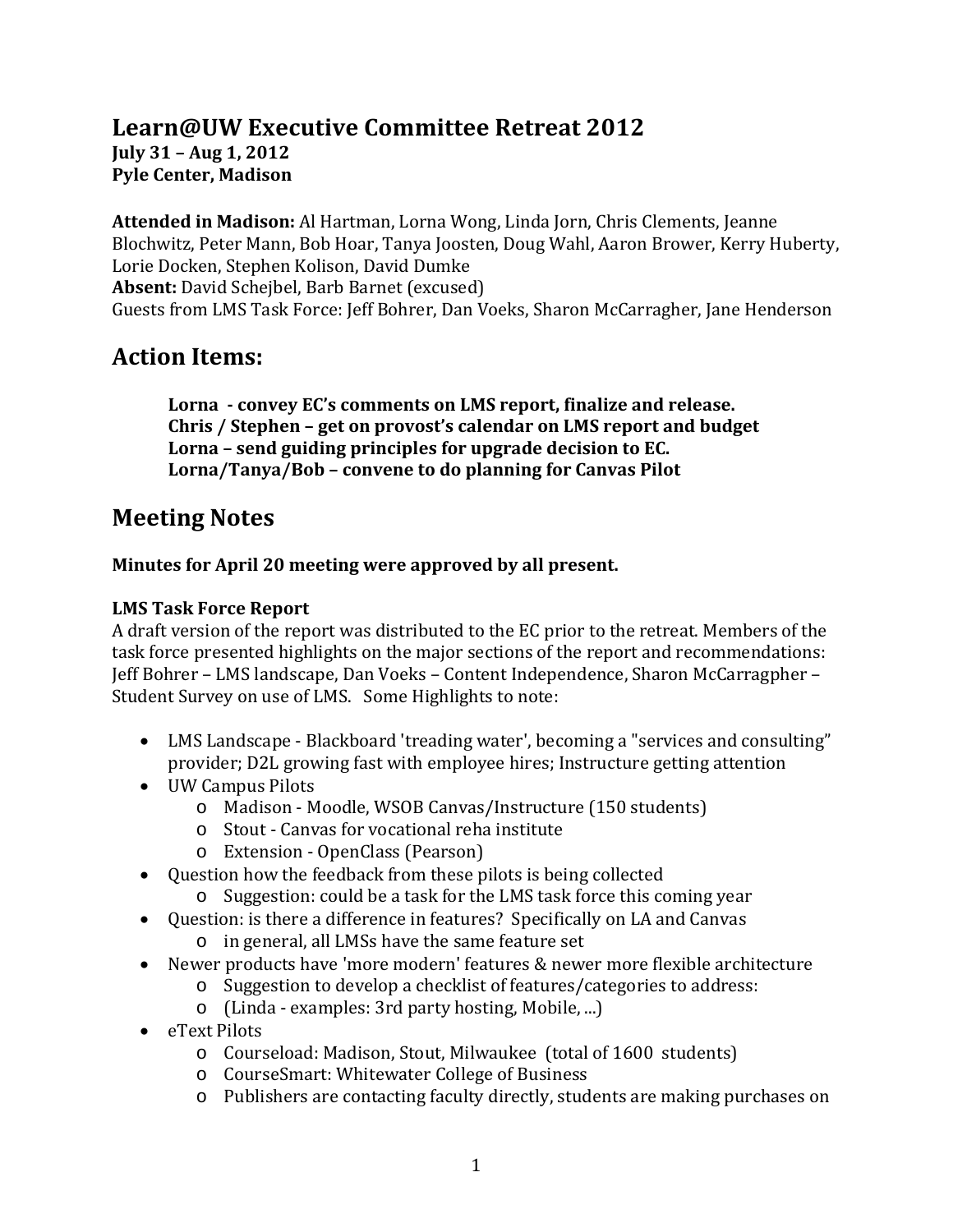# Learn@UW Executive Committee Retreat 2012

**July 31 – Aug 1, 2012**
**Pyle Center, Madison**

**Attended in Madison:** Al Hartman, Lorna Wong, Linda Jorn, Chris Clements, Jeanne Blochwitz, Peter Mann, Bob Hoar, Tanya Joosten, Doug Wahl, Aaron Brower, Kerry Huberty, Lorie Docken, Stephen Kolison, David Dumke
**Absent:** David Schejbel, Barb Barnet (excused)
Guests from LMS Task Force: Jeff Bohrer, Dan Voeks, Sharon McCarragher, Jane Henderson

## Action Items:

> **Lorna - convey EC's comments on LMS report, finalize and release.**
> **Chris / Stephen – get on provost's calendar on LMS report and budget**
> **Lorna – send guiding principles for upgrade decision to EC.**
> **Lorna/Tanya/Bob – convene to do planning for Canvas Pilot**

## Meeting Notes

**Minutes for April 20 meeting were approved by all present.**

**LMS Task Force Report**

A draft version of the report was distributed to the EC prior to the retreat. Members of the task force presented highlights on the major sections of the report and recommendations: Jeff Bohrer – LMS landscape, Dan Voeks – Content Independence, Sharon McCarragpher – Student Survey on use of LMS. Some Highlights to note:

- LMS Landscape - Blackboard 'treading water', becoming a "services and consulting" provider; D2L growing fast with employee hires; Instructure getting attention
- UW Campus Pilots
  - Madison - Moodle, WSOB Canvas/Instructure (150 students)
  - Stout - Canvas for vocational reha institute
  - Extension - OpenClass (Pearson)
- Question how the feedback from these pilots is being collected
  - Suggestion: could be a task for the LMS task force this coming year
- Question: is there a difference in features? Specifically on LA and Canvas
  - in general, all LMSs have the same feature set
- Newer products have 'more modern' features & newer more flexible architecture
  - Suggestion to develop a checklist of features/categories to address:
  - (Linda - examples: 3rd party hosting, Mobile, ...)
- eText Pilots
  - Courseload: Madison, Stout, Milwaukee (total of 1600 students)
  - CourseSmart: Whitewater College of Business
  - Publishers are contacting faculty directly, students are making purchases on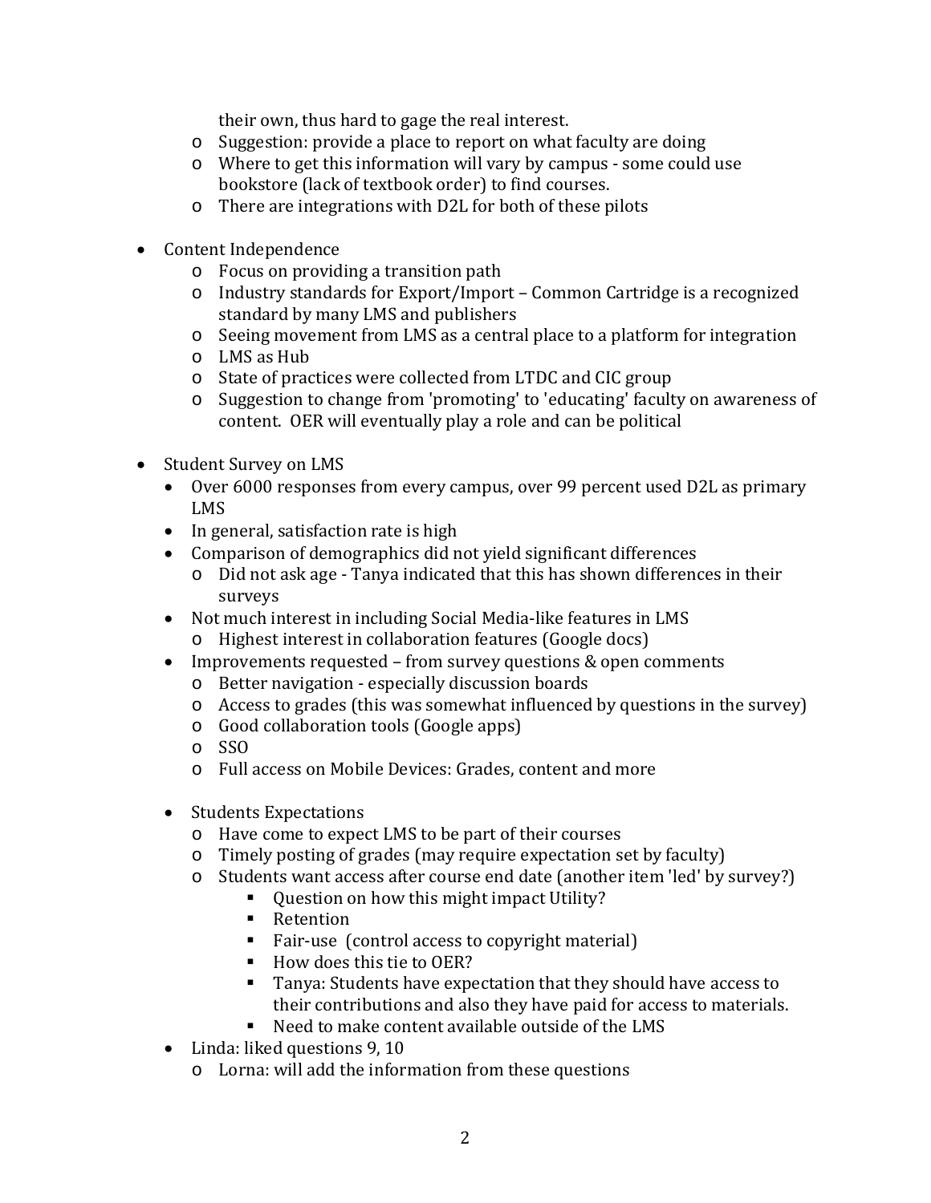their own, thus hard to gage the real interest.
    - Suggestion: provide a place to report on what faculty are doing
    - Where to get this information will vary by campus - some could use bookstore (lack of textbook order) to find courses.
    - There are integrations with D2L for both of these pilots

- Content Independence
    - Focus on providing a transition path
    - Industry standards for Export/Import – Common Cartridge is a recognized standard by many LMS and publishers
    - Seeing movement from LMS as a central place to a platform for integration
    - LMS as Hub
    - State of practices were collected from LTDC and CIC group
    - Suggestion to change from 'promoting' to 'educating' faculty on awareness of content. OER will eventually play a role and can be political

- Student Survey on LMS
    - Over 6000 responses from every campus, over 99 percent used D2L as primary LMS
    - In general, satisfaction rate is high
    - Comparison of demographics did not yield significant differences
        - Did not ask age - Tanya indicated that this has shown differences in their surveys
    - Not much interest in including Social Media-like features in LMS
        - Highest interest in collaboration features (Google docs)
    - Improvements requested – from survey questions & open comments
        - Better navigation - especially discussion boards
        - Access to grades (this was somewhat influenced by questions in the survey)
        - Good collaboration tools (Google apps)
        - SSO
        - Full access on Mobile Devices: Grades, content and more

    - Students Expectations
        - Have come to expect LMS to be part of their courses
        - Timely posting of grades (may require expectation set by faculty)
        - Students want access after course end date (another item 'led' by survey?)
            - Question on how this might impact Utility?
            - Retention
            - Fair-use (control access to copyright material)
            - How does this tie to OER?
            - Tanya: Students have expectation that they should have access to their contributions and also they have paid for access to materials.
            - Need to make content available outside of the LMS
    - Linda: liked questions 9, 10
        - Lorna: will add the information from these questions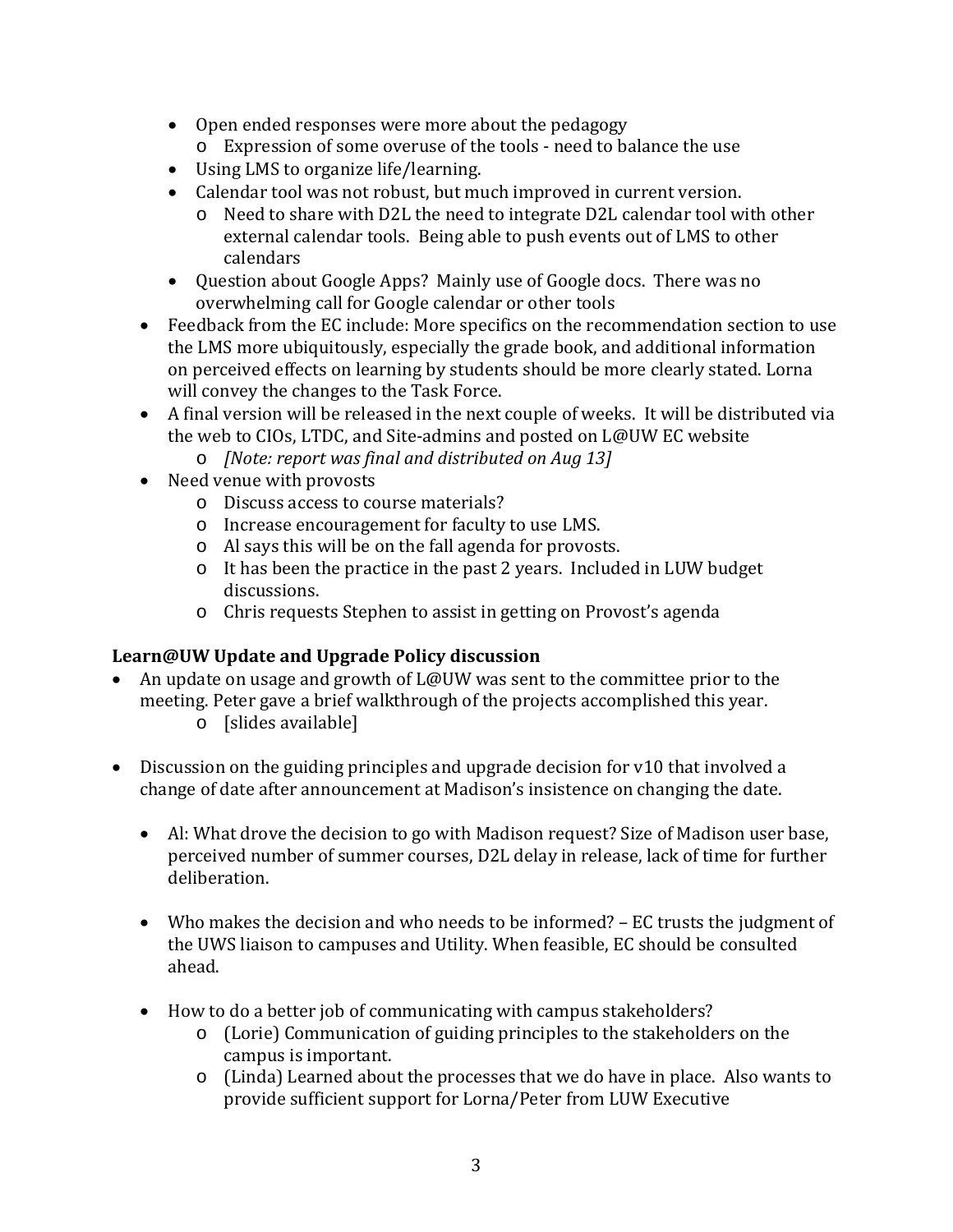- Open ended responses were more about the pedagogy
  - Expression of some overuse of the tools - need to balance the use
- Using LMS to organize life/learning.
- Calendar tool was not robust, but much improved in current version.
  - Need to share with D2L the need to integrate D2L calendar tool with other external calendar tools. Being able to push events out of LMS to other calendars
- Question about Google Apps? Mainly use of Google docs. There was no overwhelming call for Google calendar or other tools

- Feedback from the EC include: More specifics on the recommendation section to use the LMS more ubiquitously, especially the grade book, and additional information on perceived effects on learning by students should be more clearly stated. Lorna will convey the changes to the Task Force.
- A final version will be released in the next couple of weeks. It will be distributed via the web to CIOs, LTDC, and Site-admins and posted on L@UW EC website
  - *[Note: report was final and distributed on Aug 13]*
- Need venue with provosts
  - Discuss access to course materials?
  - Increase encouragement for faculty to use LMS.
  - Al says this will be on the fall agenda for provosts.
  - It has been the practice in the past 2 years. Included in LUW budget discussions.
  - Chris requests Stephen to assist in getting on Provost's agenda

**Learn@UW Update and Upgrade Policy discussion**

- An update on usage and growth of L@UW was sent to the committee prior to the meeting. Peter gave a brief walkthrough of the projects accomplished this year.
  - [slides available]

- Discussion on the guiding principles and upgrade decision for v10 that involved a change of date after announcement at Madison's insistence on changing the date.

  - Al: What drove the decision to go with Madison request? Size of Madison user base, perceived number of summer courses, D2L delay in release, lack of time for further deliberation.

  - Who makes the decision and who needs to be informed? – EC trusts the judgment of the UWS liaison to campuses and Utility. When feasible, EC should be consulted ahead.

  - How to do a better job of communicating with campus stakeholders?
    - (Lorie) Communication of guiding principles to the stakeholders on the campus is important.
    - (Linda) Learned about the processes that we do have in place. Also wants to provide sufficient support for Lorna/Peter from LUW Executive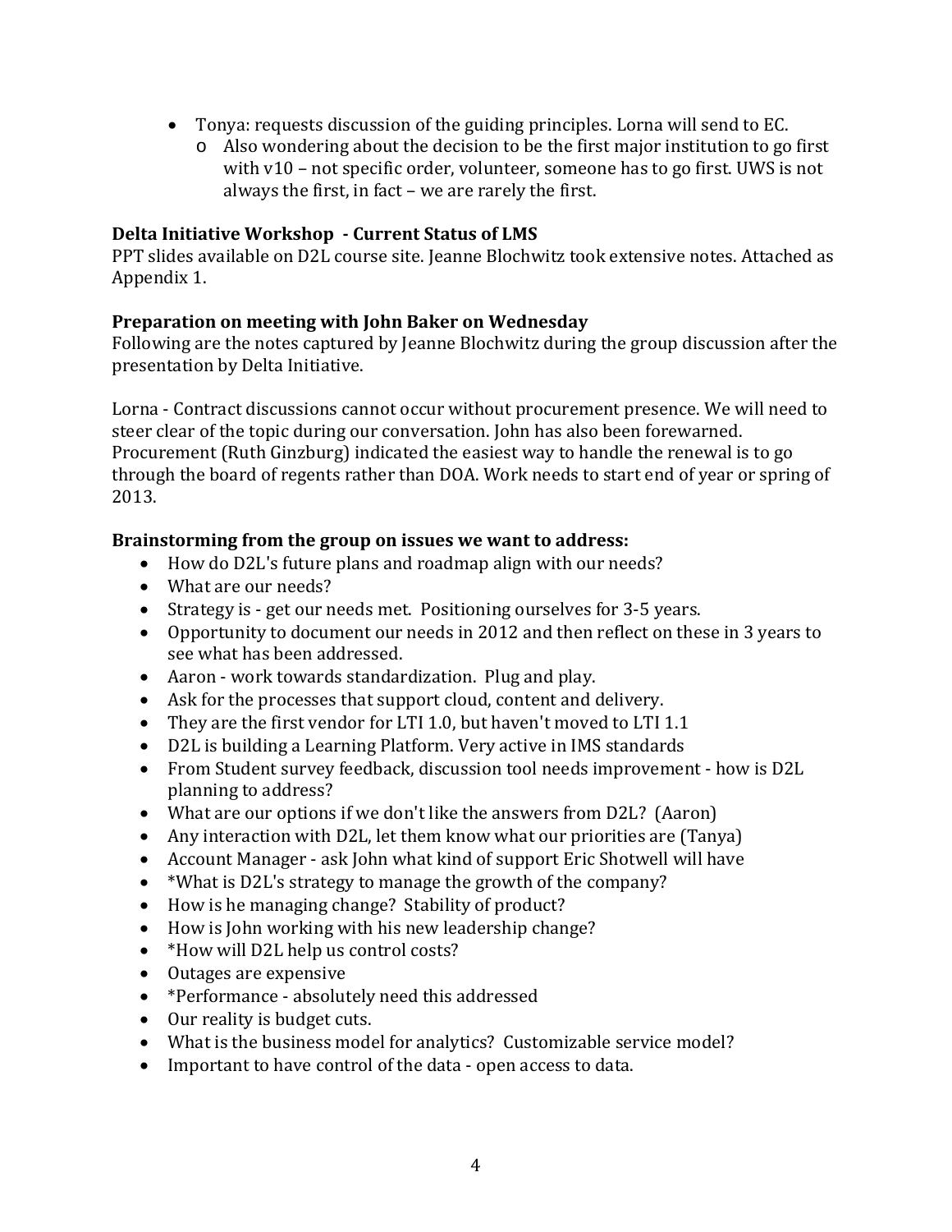- Tonya: requests discussion of the guiding principles. Lorna will send to EC.
  - Also wondering about the decision to be the first major institution to go first with v10 – not specific order, volunteer, someone has to go first. UWS is not always the first, in fact – we are rarely the first.

**Delta Initiative Workshop - Current Status of LMS**

PPT slides available on D2L course site. Jeanne Blochwitz took extensive notes. Attached as Appendix 1.

**Preparation on meeting with John Baker on Wednesday**

Following are the notes captured by Jeanne Blochwitz during the group discussion after the presentation by Delta Initiative.

Lorna - Contract discussions cannot occur without procurement presence. We will need to steer clear of the topic during our conversation. John has also been forewarned. Procurement (Ruth Ginzburg) indicated the easiest way to handle the renewal is to go through the board of regents rather than DOA. Work needs to start end of year or spring of 2013.

**Brainstorming from the group on issues we want to address:**

- How do D2L's future plans and roadmap align with our needs?
- What are our needs?
- Strategy is - get our needs met. Positioning ourselves for 3-5 years.
- Opportunity to document our needs in 2012 and then reflect on these in 3 years to see what has been addressed.
- Aaron - work towards standardization. Plug and play.
- Ask for the processes that support cloud, content and delivery.
- They are the first vendor for LTI 1.0, but haven't moved to LTI 1.1
- D2L is building a Learning Platform. Very active in IMS standards
- From Student survey feedback, discussion tool needs improvement - how is D2L planning to address?
- What are our options if we don't like the answers from D2L? (Aaron)
- Any interaction with D2L, let them know what our priorities are (Tanya)
- Account Manager - ask John what kind of support Eric Shotwell will have
- *What is D2L's strategy to manage the growth of the company?
- How is he managing change? Stability of product?
- How is John working with his new leadership change?
- *How will D2L help us control costs?
- Outages are expensive
- *Performance - absolutely need this addressed
- Our reality is budget cuts.
- What is the business model for analytics? Customizable service model?
- Important to have control of the data - open access to data.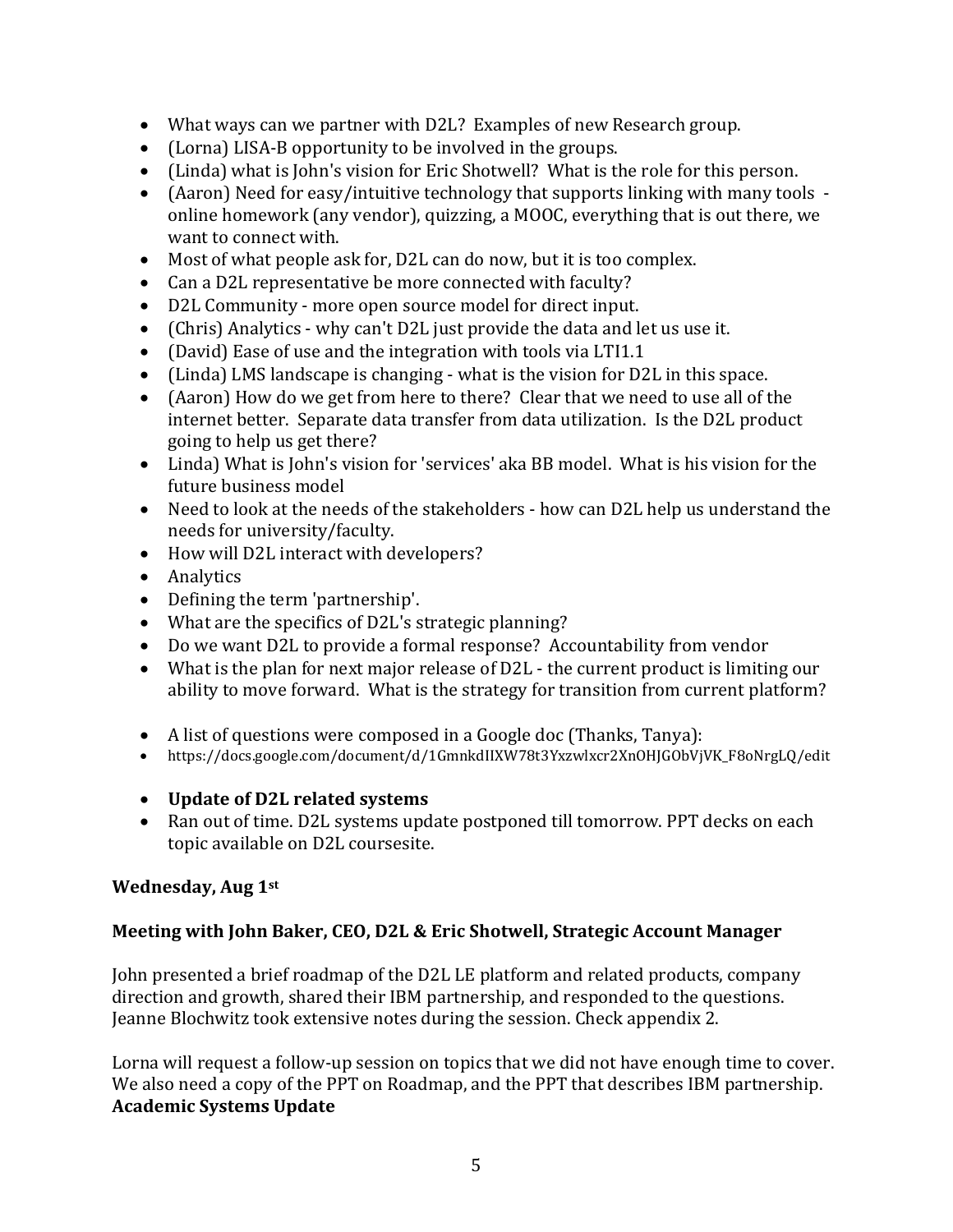- What ways can we partner with D2L? Examples of new Research group.
- (Lorna) LISA-B opportunity to be involved in the groups.
- (Linda) what is John's vision for Eric Shotwell? What is the role for this person.
- (Aaron) Need for easy/intuitive technology that supports linking with many tools - online homework (any vendor), quizzing, a MOOC, everything that is out there, we want to connect with.
- Most of what people ask for, D2L can do now, but it is too complex.
- Can a D2L representative be more connected with faculty?
- D2L Community - more open source model for direct input.
- (Chris) Analytics - why can't D2L just provide the data and let us use it.
- (David) Ease of use and the integration with tools via LTI1.1
- (Linda) LMS landscape is changing - what is the vision for D2L in this space.
- (Aaron) How do we get from here to there? Clear that we need to use all of the internet better. Separate data transfer from data utilization. Is the D2L product going to help us get there?
- Linda) What is John's vision for 'services' aka BB model. What is his vision for the future business model
- Need to look at the needs of the stakeholders - how can D2L help us understand the needs for university/faculty.
- How will D2L interact with developers?
- Analytics
- Defining the term 'partnership'.
- What are the specifics of D2L's strategic planning?
- Do we want D2L to provide a formal response? Accountability from vendor
- What is the plan for next major release of D2L - the current product is limiting our ability to move forward. What is the strategy for transition from current platform?

- A list of questions were composed in a Google doc (Thanks, Tanya):
- https://docs.google.com/document/d/1GmnkdIIXW78t3Yxzwlxcr2XnOHJGObVjVK_F8oNrgLQ/edit

- **Update of D2L related systems**
- Ran out of time. D2L systems update postponed till tomorrow. PPT decks on each topic available on D2L coursesite.

**Wednesday, Aug 1st**

**Meeting with John Baker, CEO, D2L & Eric Shotwell, Strategic Account Manager**

John presented a brief roadmap of the D2L LE platform and related products, company direction and growth, shared their IBM partnership, and responded to the questions. Jeanne Blochwitz took extensive notes during the session. Check appendix 2.

Lorna will request a follow-up session on topics that we did not have enough time to cover. We also need a copy of the PPT on Roadmap, and the PPT that describes IBM partnership.

**Academic Systems Update**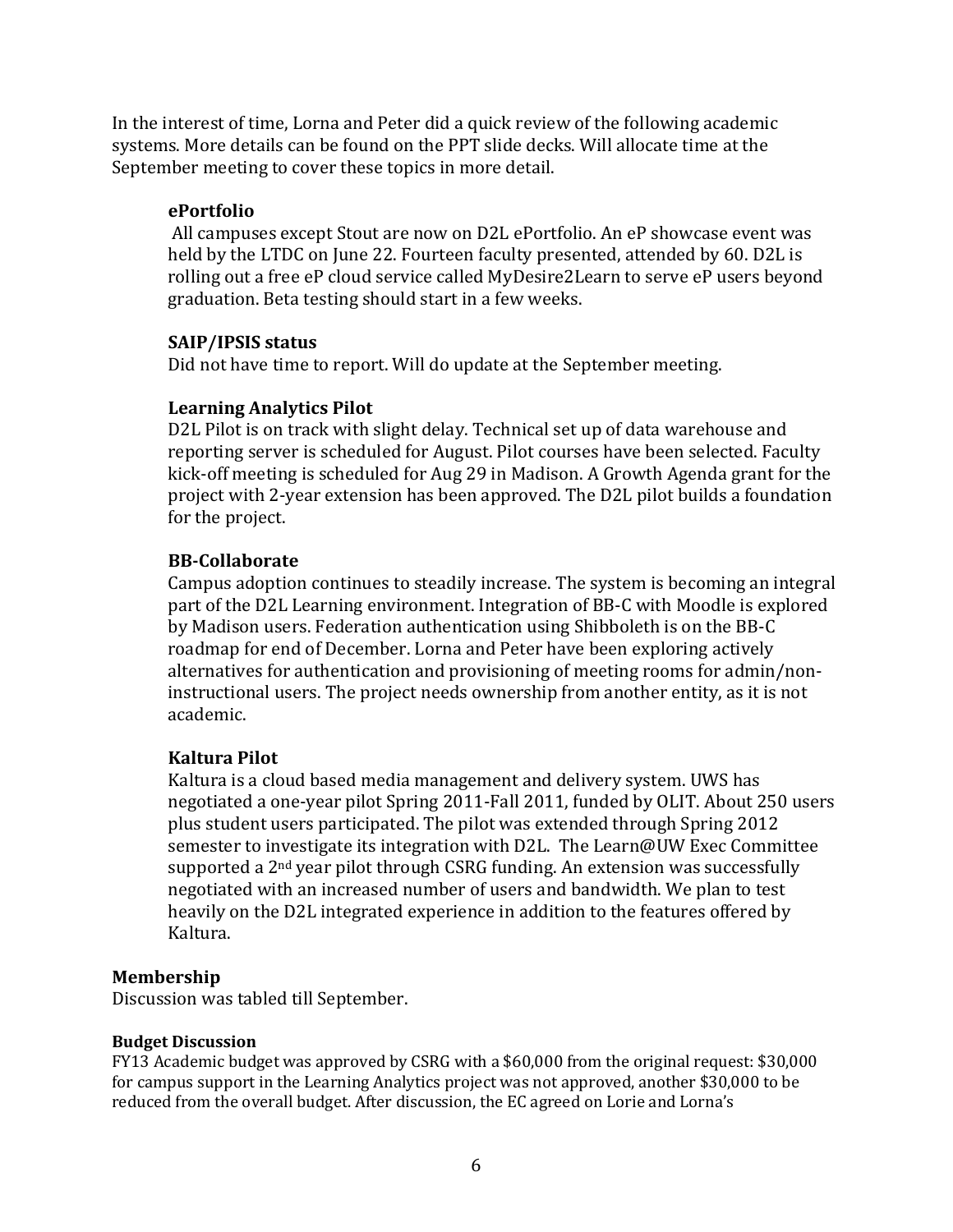In the interest of time, Lorna and Peter did a quick review of the following academic systems. More details can be found on the PPT slide decks. Will allocate time at the September meeting to cover these topics in more detail.

### ePortfolio

All campuses except Stout are now on D2L ePortfolio. An eP showcase event was held by the LTDC on June 22. Fourteen faculty presented, attended by 60. D2L is rolling out a free eP cloud service called MyDesire2Learn to serve eP users beyond graduation. Beta testing should start in a few weeks.

### SAIP/IPSIS status

Did not have time to report. Will do update at the September meeting.

### Learning Analytics Pilot

D2L Pilot is on track with slight delay. Technical set up of data warehouse and reporting server is scheduled for August. Pilot courses have been selected. Faculty kick-off meeting is scheduled for Aug 29 in Madison. A Growth Agenda grant for the project with 2-year extension has been approved. The D2L pilot builds a foundation for the project.

### BB-Collaborate

Campus adoption continues to steadily increase. The system is becoming an integral part of the D2L Learning environment. Integration of BB-C with Moodle is explored by Madison users. Federation authentication using Shibboleth is on the BB-C roadmap for end of December. Lorna and Peter have been exploring actively alternatives for authentication and provisioning of meeting rooms for admin/non-instructional users. The project needs ownership from another entity, as it is not academic.

### Kaltura Pilot

Kaltura is a cloud based media management and delivery system. UWS has negotiated a one-year pilot Spring 2011-Fall 2011, funded by OLIT. About 250 users plus student users participated. The pilot was extended through Spring 2012 semester to investigate its integration with D2L. The Learn@UW Exec Committee supported a 2nd year pilot through CSRG funding. An extension was successfully negotiated with an increased number of users and bandwidth. We plan to test heavily on the D2L integrated experience in addition to the features offered by Kaltura.

## Membership

Discussion was tabled till September.

#### Budget Discussion

FY13 Academic budget was approved by CSRG with a $60,000 from the original request: $30,000 for campus support in the Learning Analytics project was not approved, another $30,000 to be reduced from the overall budget. After discussion, the EC agreed on Lorie and Lorna's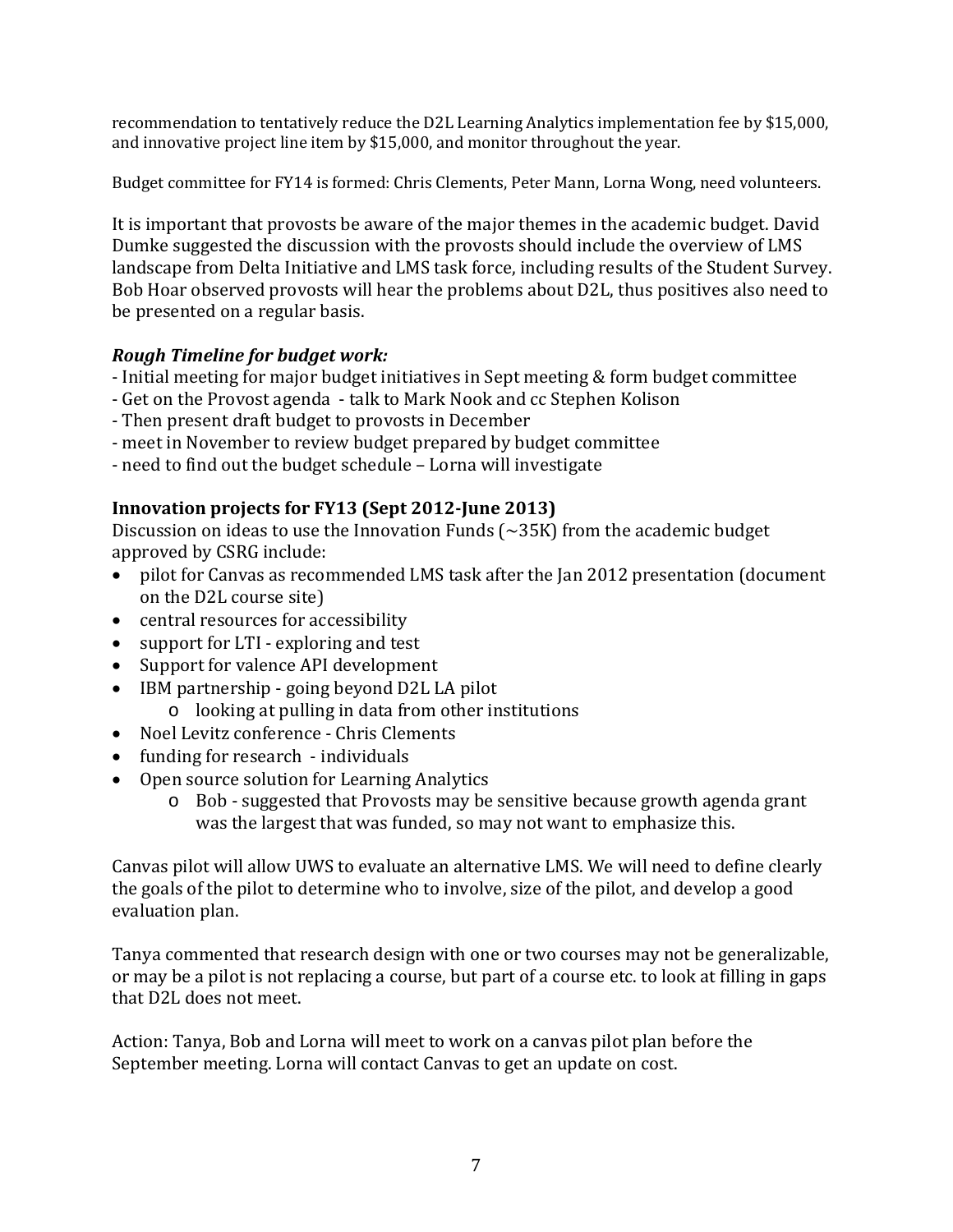recommendation to tentatively reduce the D2L Learning Analytics implementation fee by $15,000, and innovative project line item by $15,000, and monitor throughout the year.

Budget committee for FY14 is formed: Chris Clements, Peter Mann, Lorna Wong, need volunteers.

It is important that provosts be aware of the major themes in the academic budget. David Dumke suggested the discussion with the provosts should include the overview of LMS landscape from Delta Initiative and LMS task force, including results of the Student Survey. Bob Hoar observed provosts will hear the problems about D2L, thus positives also need to be presented on a regular basis.

***Rough Timeline for budget work:***

- Initial meeting for major budget initiatives in Sept meeting & form budget committee
- Get on the Provost agenda - talk to Mark Nook and cc Stephen Kolison
- Then present draft budget to provosts in December
- meet in November to review budget prepared by budget committee
- need to find out the budget schedule – Lorna will investigate

**Innovation projects for FY13 (Sept 2012-June 2013)**

Discussion on ideas to use the Innovation Funds (~35K) from the academic budget approved by CSRG include:

- pilot for Canvas as recommended LMS task after the Jan 2012 presentation (document on the D2L course site)
- central resources for accessibility
- support for LTI - exploring and test
- Support for valence API development
- IBM partnership - going beyond D2L LA pilot
    - looking at pulling in data from other institutions
- Noel Levitz conference - Chris Clements
- funding for research - individuals
- Open source solution for Learning Analytics
    - Bob - suggested that Provosts may be sensitive because growth agenda grant was the largest that was funded, so may not want to emphasize this.

Canvas pilot will allow UWS to evaluate an alternative LMS. We will need to define clearly the goals of the pilot to determine who to involve, size of the pilot, and develop a good evaluation plan.

Tanya commented that research design with one or two courses may not be generalizable, or may be a pilot is not replacing a course, but part of a course etc. to look at filling in gaps that D2L does not meet.

Action: Tanya, Bob and Lorna will meet to work on a canvas pilot plan before the September meeting. Lorna will contact Canvas to get an update on cost.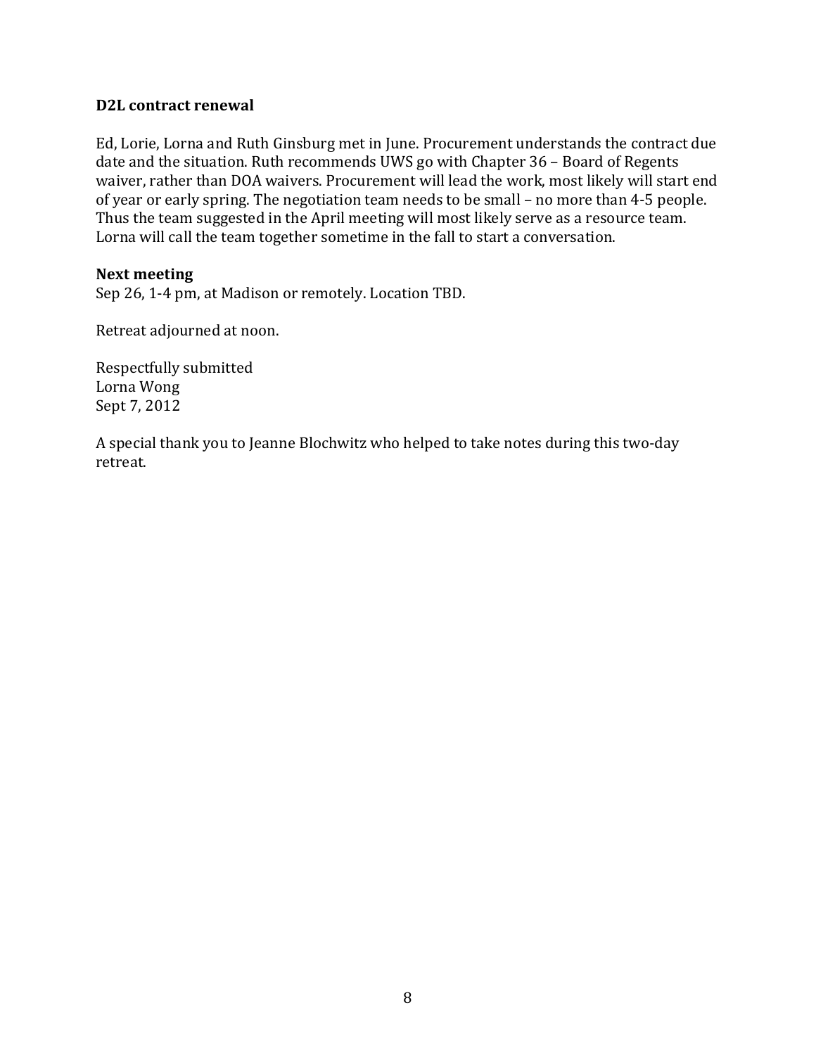**D2L contract renewal**

Ed, Lorie, Lorna and Ruth Ginsburg met in June. Procurement understands the contract due date and the situation. Ruth recommends UWS go with Chapter 36 – Board of Regents waiver, rather than DOA waivers. Procurement will lead the work, most likely will start end of year or early spring. The negotiation team needs to be small – no more than 4-5 people. Thus the team suggested in the April meeting will most likely serve as a resource team. Lorna will call the team together sometime in the fall to start a conversation.

**Next meeting**
Sep 26, 1-4 pm, at Madison or remotely. Location TBD.

Retreat adjourned at noon.

Respectfully submitted
Lorna Wong
Sept 7, 2012

A special thank you to Jeanne Blochwitz who helped to take notes during this two-day retreat.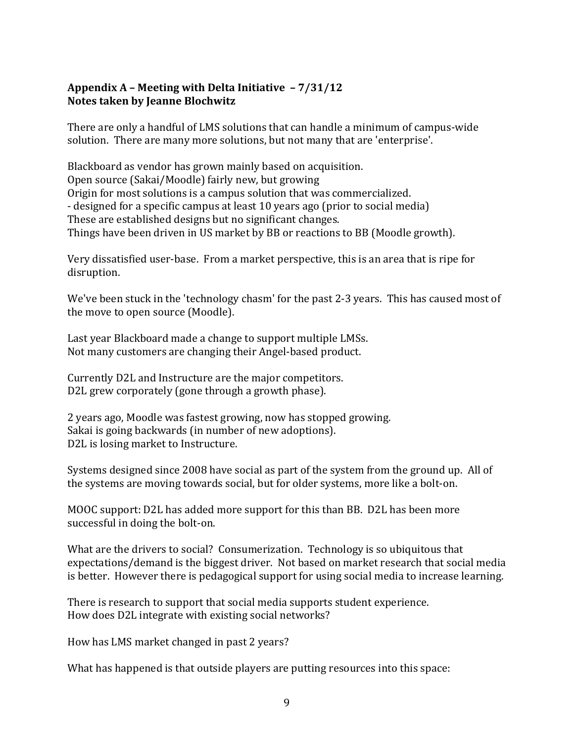**Appendix A – Meeting with Delta Initiative – 7/31/12**
**Notes taken by Jeanne Blochwitz**

There are only a handful of LMS solutions that can handle a minimum of campus-wide solution. There are many more solutions, but not many that are 'enterprise'.

Blackboard as vendor has grown mainly based on acquisition.
Open source (Sakai/Moodle) fairly new, but growing
Origin for most solutions is a campus solution that was commercialized.
- designed for a specific campus at least 10 years ago (prior to social media)
These are established designs but no significant changes.
Things have been driven in US market by BB or reactions to BB (Moodle growth).

Very dissatisfied user-base. From a market perspective, this is an area that is ripe for disruption.

We've been stuck in the 'technology chasm' for the past 2-3 years. This has caused most of the move to open source (Moodle).

Last year Blackboard made a change to support multiple LMSs.
Not many customers are changing their Angel-based product.

Currently D2L and Instructure are the major competitors.
D2L grew corporately (gone through a growth phase).

2 years ago, Moodle was fastest growing, now has stopped growing.
Sakai is going backwards (in number of new adoptions).
D2L is losing market to Instructure.

Systems designed since 2008 have social as part of the system from the ground up. All of the systems are moving towards social, but for older systems, more like a bolt-on.

MOOC support: D2L has added more support for this than BB. D2L has been more successful in doing the bolt-on.

What are the drivers to social? Consumerization. Technology is so ubiquitous that expectations/demand is the biggest driver. Not based on market research that social media is better. However there is pedagogical support for using social media to increase learning.

There is research to support that social media supports student experience.
How does D2L integrate with existing social networks?

How has LMS market changed in past 2 years?

What has happened is that outside players are putting resources into this space: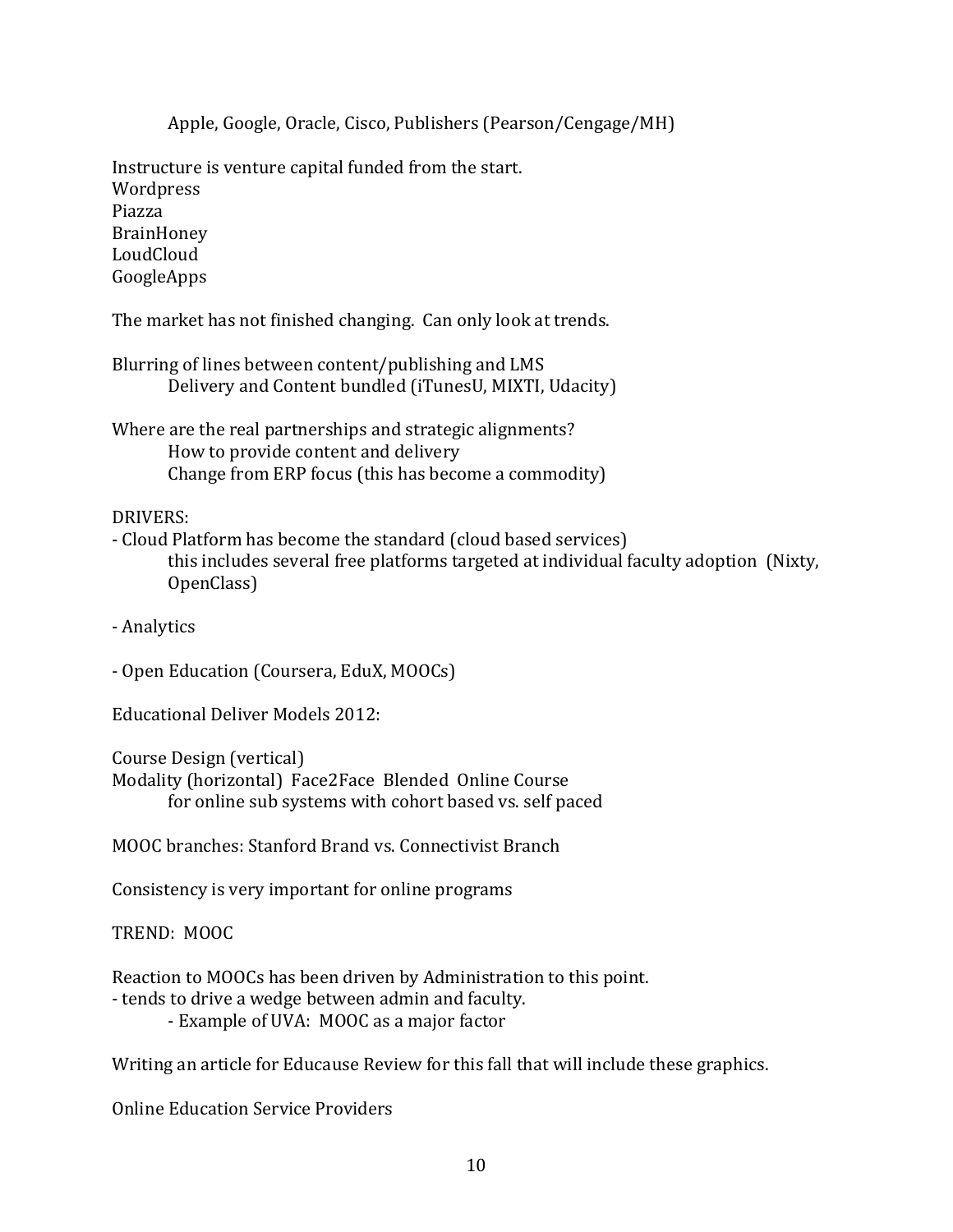Apple, Google, Oracle, Cisco, Publishers (Pearson/Cengage/MH)

Instructure is venture capital funded from the start.
Wordpress
Piazza
BrainHoney
LoudCloud
GoogleApps

The market has not finished changing. Can only look at trends.

Blurring of lines between content/publishing and LMS
    Delivery and Content bundled (iTunesU, MIXTI, Udacity)

Where are the real partnerships and strategic alignments?
    How to provide content and delivery
    Change from ERP focus (this has become a commodity)

DRIVERS:
- Cloud Platform has become the standard (cloud based services)
    this includes several free platforms targeted at individual faculty adoption (Nixty, OpenClass)

- Analytics

- Open Education (Coursera, EduX, MOOCs)

Educational Deliver Models 2012:

Course Design (vertical)
Modality (horizontal) Face2Face Blended Online Course
    for online sub systems with cohort based vs. self paced

MOOC branches: Stanford Brand vs. Connectivist Branch

Consistency is very important for online programs

TREND: MOOC

Reaction to MOOCs has been driven by Administration to this point.
- tends to drive a wedge between admin and faculty.
    - Example of UVA: MOOC as a major factor

Writing an article for Educause Review for this fall that will include these graphics.

Online Education Service Providers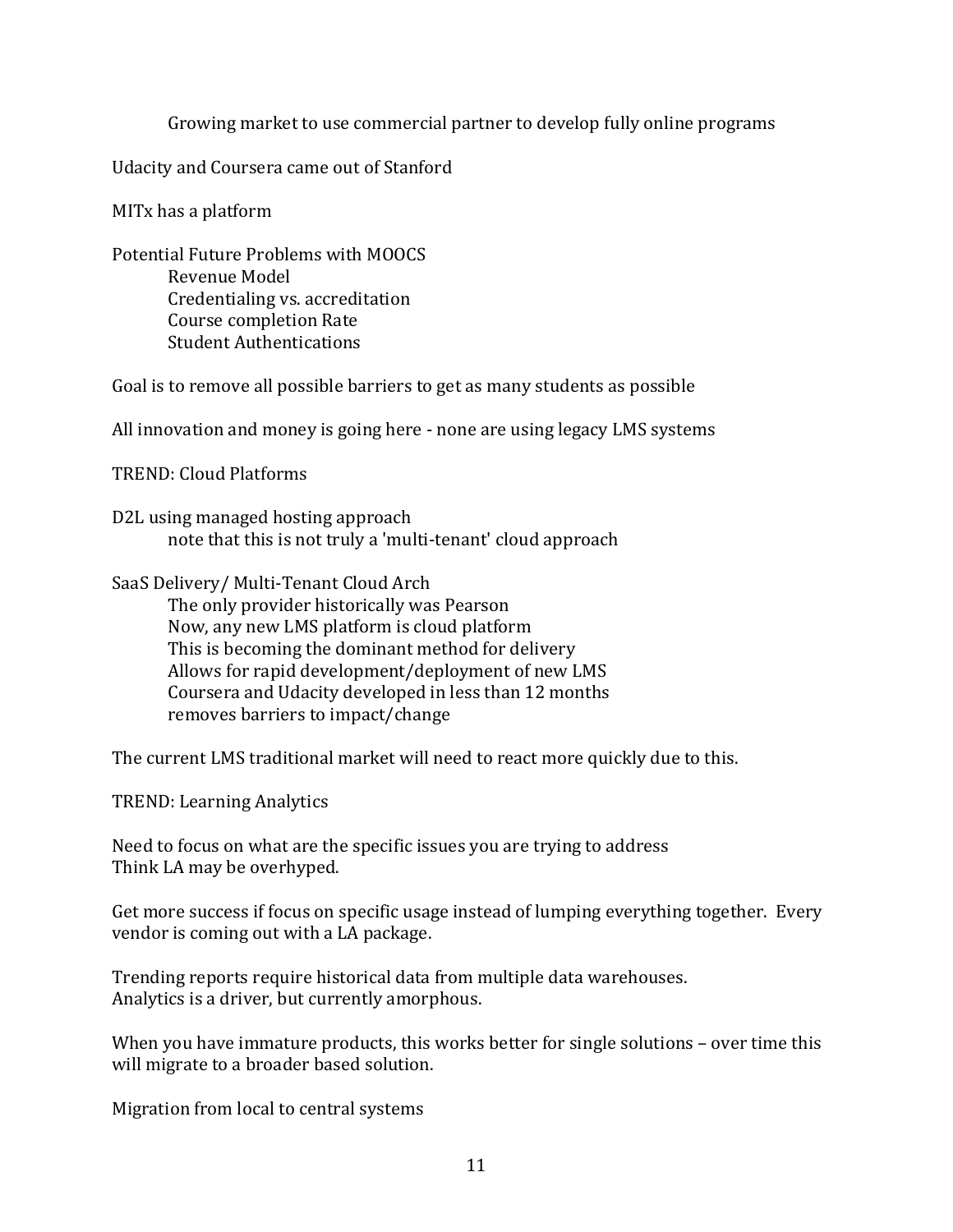Growing market to use commercial partner to develop fully online programs

Udacity and Coursera came out of Stanford

MITx has a platform

Potential Future Problems with MOOCS

- Revenue Model
- Credentialing vs. accreditation
- Course completion Rate
- Student Authentications

Goal is to remove all possible barriers to get as many students as possible

All innovation and money is going here - none are using legacy LMS systems

TREND: Cloud Platforms

D2L using managed hosting approach

- note that this is not truly a 'multi-tenant' cloud approach

SaaS Delivery/ Multi-Tenant Cloud Arch

- The only provider historically was Pearson
- Now, any new LMS platform is cloud platform
- This is becoming the dominant method for delivery
- Allows for rapid development/deployment of new LMS
- Coursera and Udacity developed in less than 12 months
- removes barriers to impact/change

The current LMS traditional market will need to react more quickly due to this.

TREND: Learning Analytics

Need to focus on what are the specific issues you are trying to address
Think LA may be overhyped.

Get more success if focus on specific usage instead of lumping everything together. Every vendor is coming out with a LA package.

Trending reports require historical data from multiple data warehouses.
Analytics is a driver, but currently amorphous.

When you have immature products, this works better for single solutions – over time this will migrate to a broader based solution.

Migration from local to central systems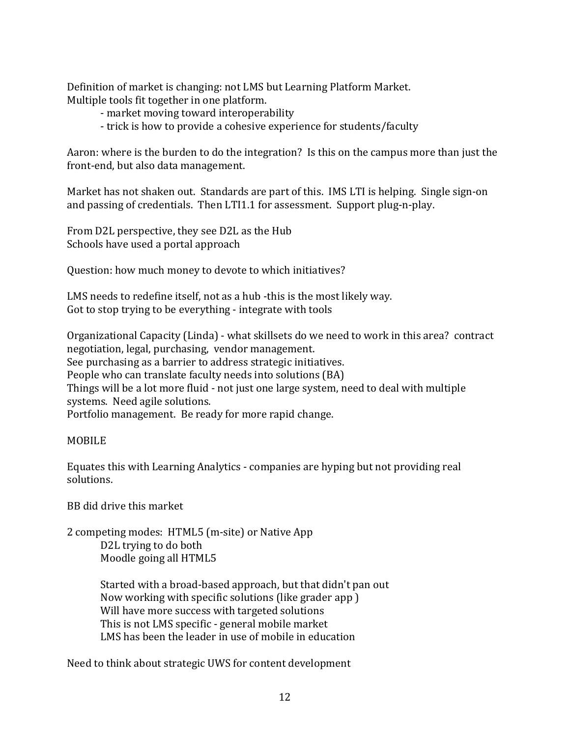Definition of market is changing: not LMS but Learning Platform Market.
Multiple tools fit together in one platform.

- market moving toward interoperability
- trick is how to provide a cohesive experience for students/faculty

Aaron: where is the burden to do the integration? Is this on the campus more than just the front-end, but also data management.

Market has not shaken out. Standards are part of this. IMS LTI is helping. Single sign-on and passing of credentials. Then LTI1.1 for assessment. Support plug-n-play.

From D2L perspective, they see D2L as the Hub
Schools have used a portal approach

Question: how much money to devote to which initiatives?

LMS needs to redefine itself, not as a hub -this is the most likely way.
Got to stop trying to be everything - integrate with tools

Organizational Capacity (Linda) - what skillsets do we need to work in this area? contract negotiation, legal, purchasing, vendor management.
See purchasing as a barrier to address strategic initiatives.
People who can translate faculty needs into solutions (BA)
Things will be a lot more fluid - not just one large system, need to deal with multiple systems. Need agile solutions.
Portfolio management. Be ready for more rapid change.

MOBILE

Equates this with Learning Analytics - companies are hyping but not providing real solutions.

BB did drive this market

2 competing modes: HTML5 (m-site) or Native App

D2L trying to do both
Moodle going all HTML5

Started with a broad-based approach, but that didn't pan out
Now working with specific solutions (like grader app )
Will have more success with targeted solutions
This is not LMS specific - general mobile market
LMS has been the leader in use of mobile in education

Need to think about strategic UWS for content development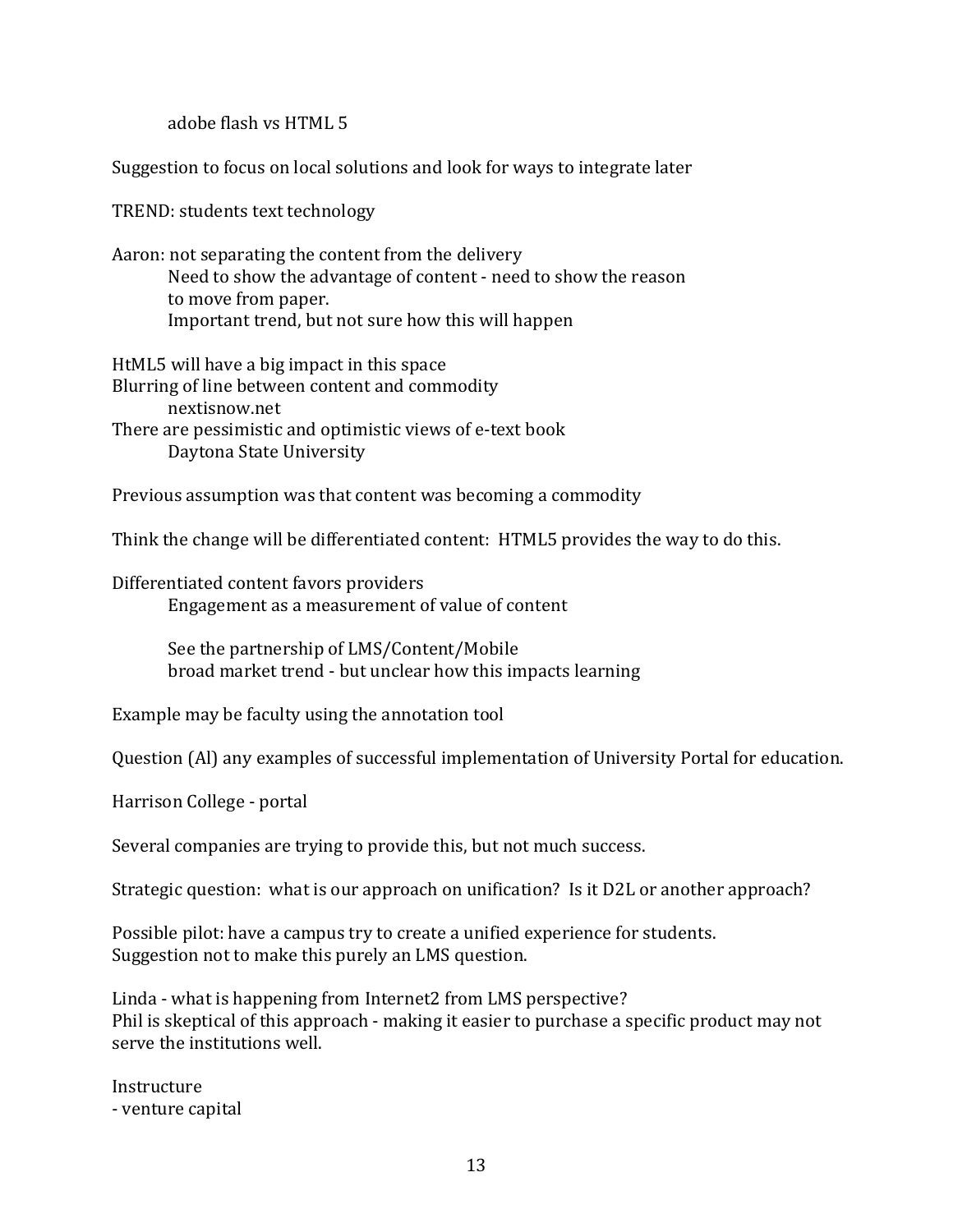adobe flash vs HTML 5

Suggestion to focus on local solutions and look for ways to integrate later

TREND: students text technology

Aaron: not separating the content from the delivery
- Need to show the advantage of content - need to show the reason to move from paper.
- Important trend, but not sure how this will happen

HtML5 will have a big impact in this space
Blurring of line between content and commodity
- nextisnow.net

There are pessimistic and optimistic views of e-text book
- Daytona State University

Previous assumption was that content was becoming a commodity

Think the change will be differentiated content: HTML5 provides the way to do this.

Differentiated content favors providers
- Engagement as a measurement of value of content
- See the partnership of LMS/Content/Mobile
- broad market trend - but unclear how this impacts learning

Example may be faculty using the annotation tool

Question (Al) any examples of successful implementation of University Portal for education.

Harrison College - portal

Several companies are trying to provide this, but not much success.

Strategic question: what is our approach on unification? Is it D2L or another approach?

Possible pilot: have a campus try to create a unified experience for students.
Suggestion not to make this purely an LMS question.

Linda - what is happening from Internet2 from LMS perspective?
Phil is skeptical of this approach - making it easier to purchase a specific product may not serve the institutions well.

Instructure
- venture capital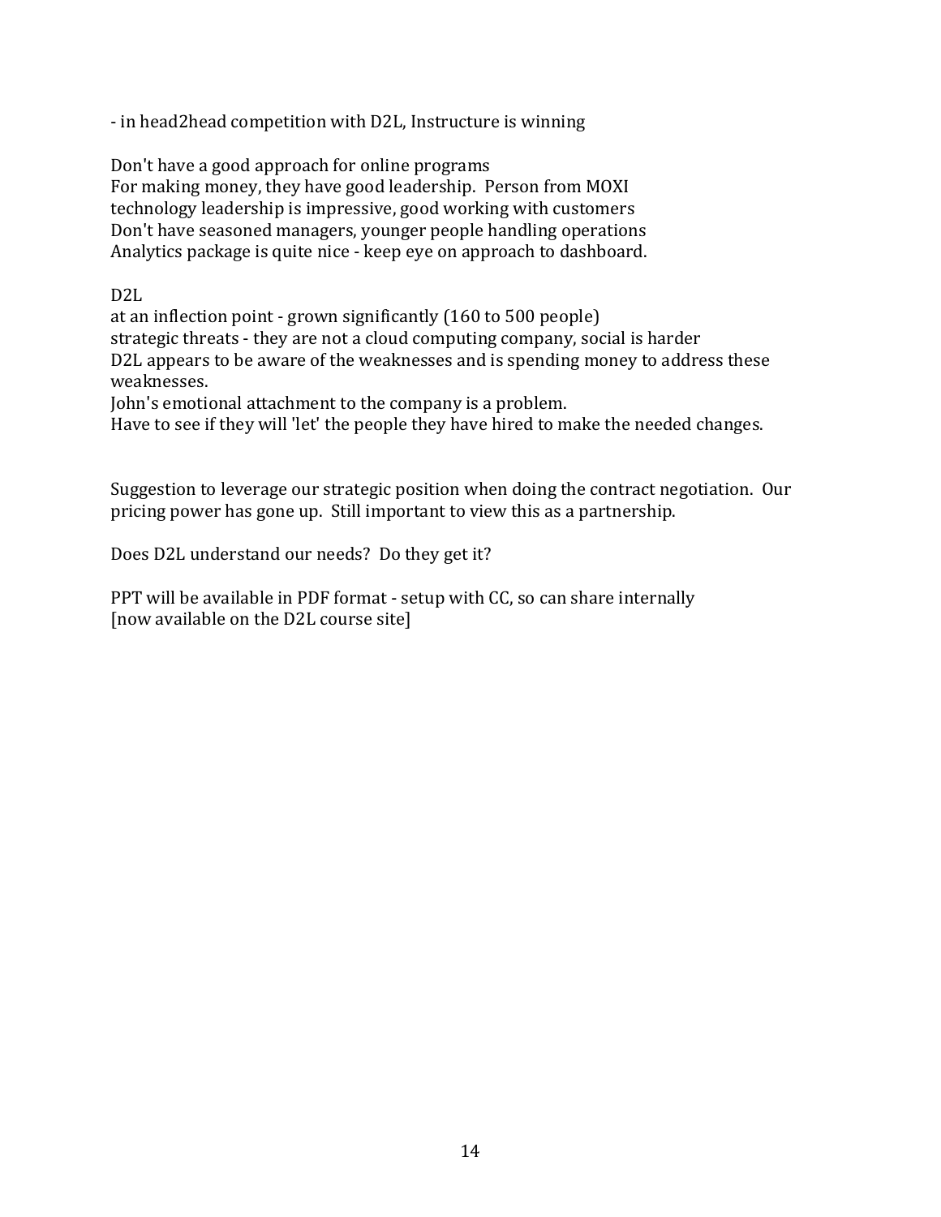- in head2head competition with D2L, Instructure is winning

Don't have a good approach for online programs
For making money, they have good leadership.  Person from MOXI
technology leadership is impressive, good working with customers
Don't have seasoned managers, younger people handling operations
Analytics package is quite nice - keep eye on approach to dashboard.

D2L
at an inflection point - grown significantly (160 to 500 people)
strategic threats - they are not a cloud computing company, social is harder
D2L appears to be aware of the weaknesses and is spending money to address these weaknesses.
John's emotional attachment to the company is a problem.
Have to see if they will 'let' the people they have hired to make the needed changes.

Suggestion to leverage our strategic position when doing the contract negotiation.  Our pricing power has gone up.  Still important to view this as a partnership.

Does D2L understand our needs?  Do they get it?

PPT will be available in PDF format - setup with CC, so can share internally
[now available on the D2L course site]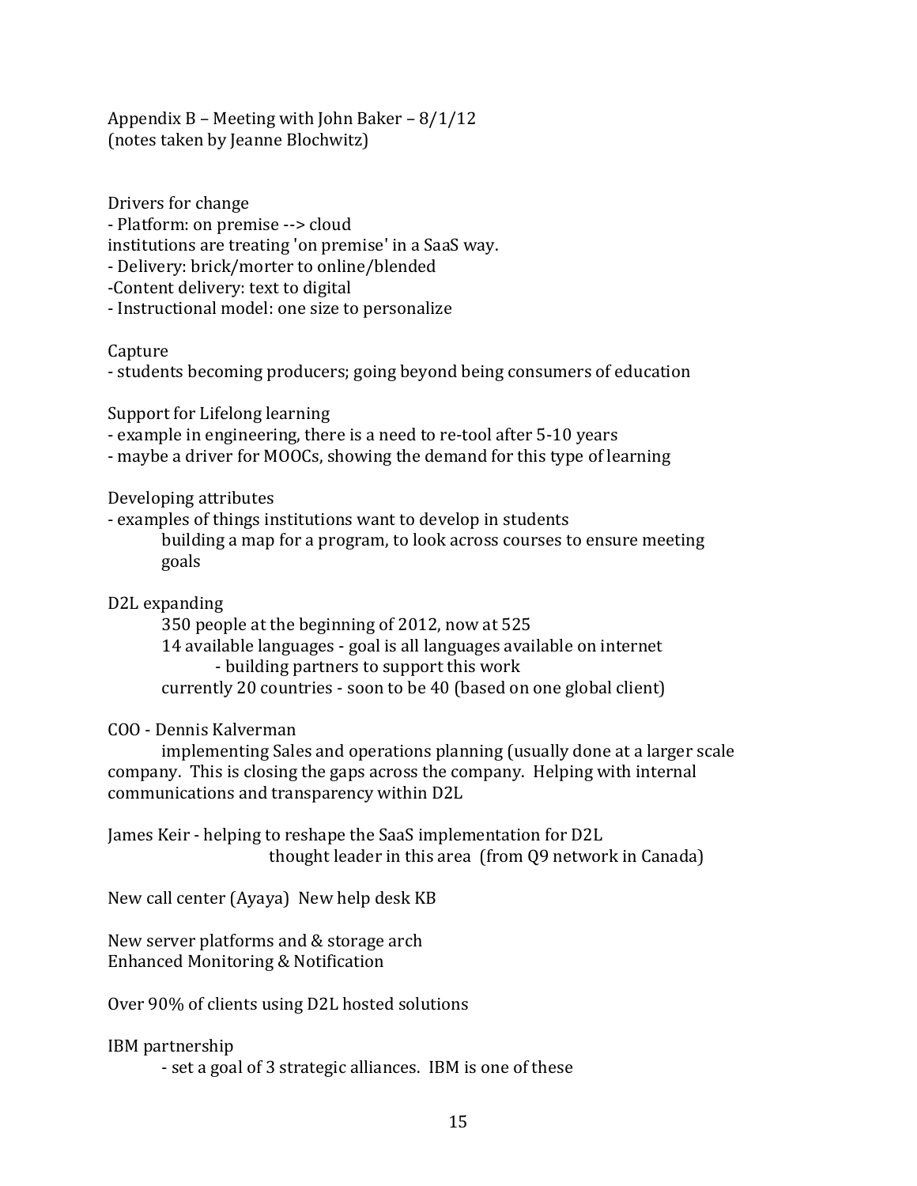Appendix B – Meeting with John Baker – 8/1/12
(notes taken by Jeanne Blochwitz)

Drivers for change
- Platform: on premise --> cloud
institutions are treating 'on premise' in a SaaS way.
- Delivery: brick/morter to online/blended
-Content delivery: text to digital
- Instructional model: one size to personalize

Capture
- students becoming producers; going beyond being consumers of education

Support for Lifelong learning
- example in engineering, there is a need to re-tool after 5-10 years
- maybe a driver for MOOCs, showing the demand for this type of learning

Developing attributes
- examples of things institutions want to develop in students
    building a map for a program, to look across courses to ensure meeting goals

D2L expanding
    350 people at the beginning of 2012, now at 525
    14 available languages - goal is all languages available on internet
        - building partners to support this work
    currently 20 countries - soon to be 40 (based on one global client)

COO - Dennis Kalverman
    implementing Sales and operations planning (usually done at a larger scale company. This is closing the gaps across the company. Helping with internal communications and transparency within D2L

James Keir - helping to reshape the SaaS implementation for D2L
    thought leader in this area (from Q9 network in Canada)

New call center (Ayaya) New help desk KB

New server platforms and & storage arch
Enhanced Monitoring & Notification

Over 90% of clients using D2L hosted solutions

IBM partnership
    - set a goal of 3 strategic alliances. IBM is one of these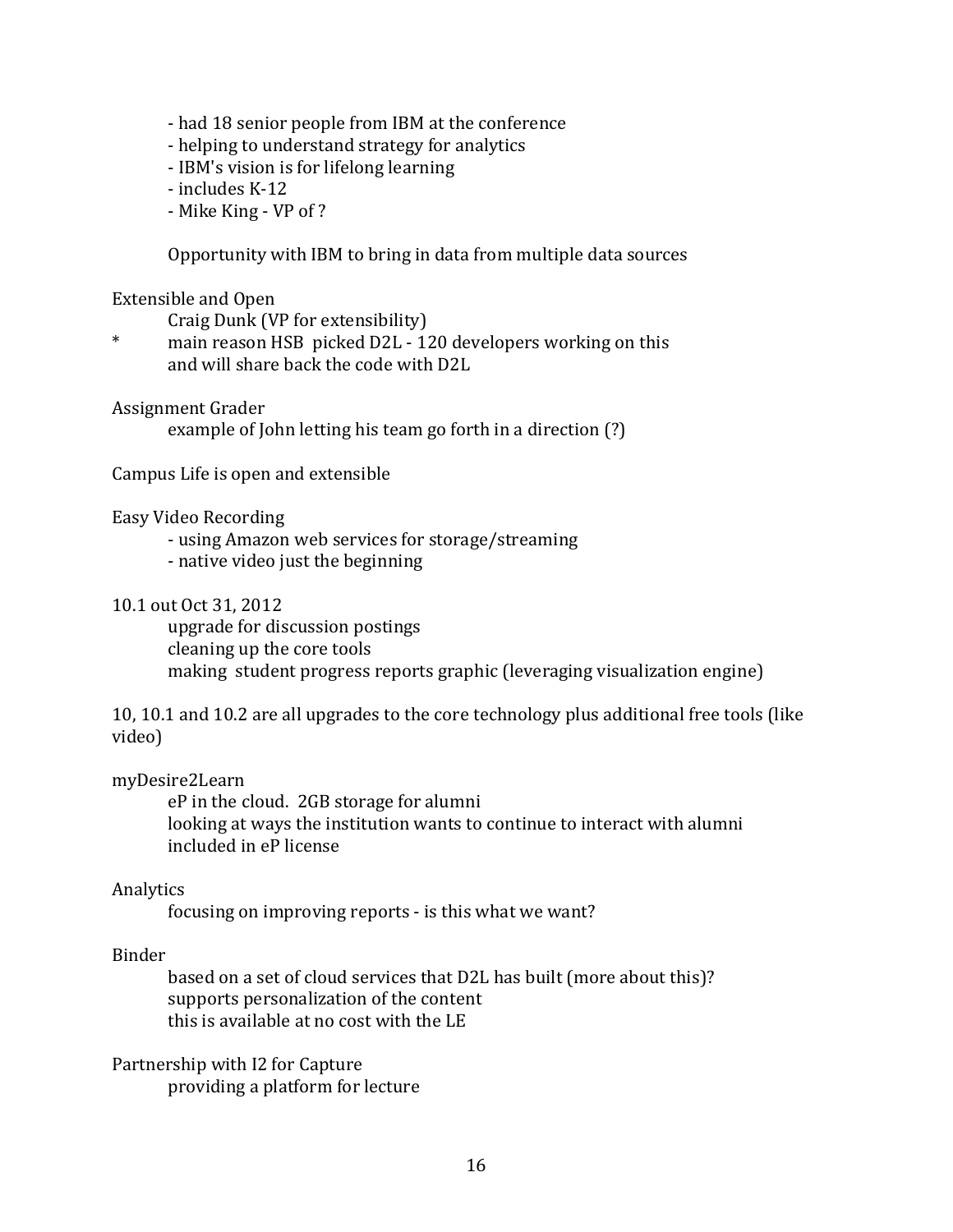- had 18 senior people from IBM at the conference
- helping to understand strategy for analytics
- IBM's vision is for lifelong learning
- includes K-12
- Mike King - VP of ?

Opportunity with IBM to bring in data from multiple data sources

Extensible and Open

Craig Dunk (VP for extensibility)

* main reason HSB picked D2L - 120 developers working on this and will share back the code with D2L

Assignment Grader

example of John letting his team go forth in a direction (?)

Campus Life is open and extensible

Easy Video Recording

- using Amazon web services for storage/streaming
- native video just the beginning

10.1 out Oct 31, 2012

upgrade for discussion postings
cleaning up the core tools
making student progress reports graphic (leveraging visualization engine)

10, 10.1 and 10.2 are all upgrades to the core technology plus additional free tools (like video)

myDesire2Learn

eP in the cloud. 2GB storage for alumni
looking at ways the institution wants to continue to interact with alumni
included in eP license

Analytics

focusing on improving reports - is this what we want?

Binder

based on a set of cloud services that D2L has built (more about this)?
supports personalization of the content
this is available at no cost with the LE

Partnership with I2 for Capture

providing a platform for lecture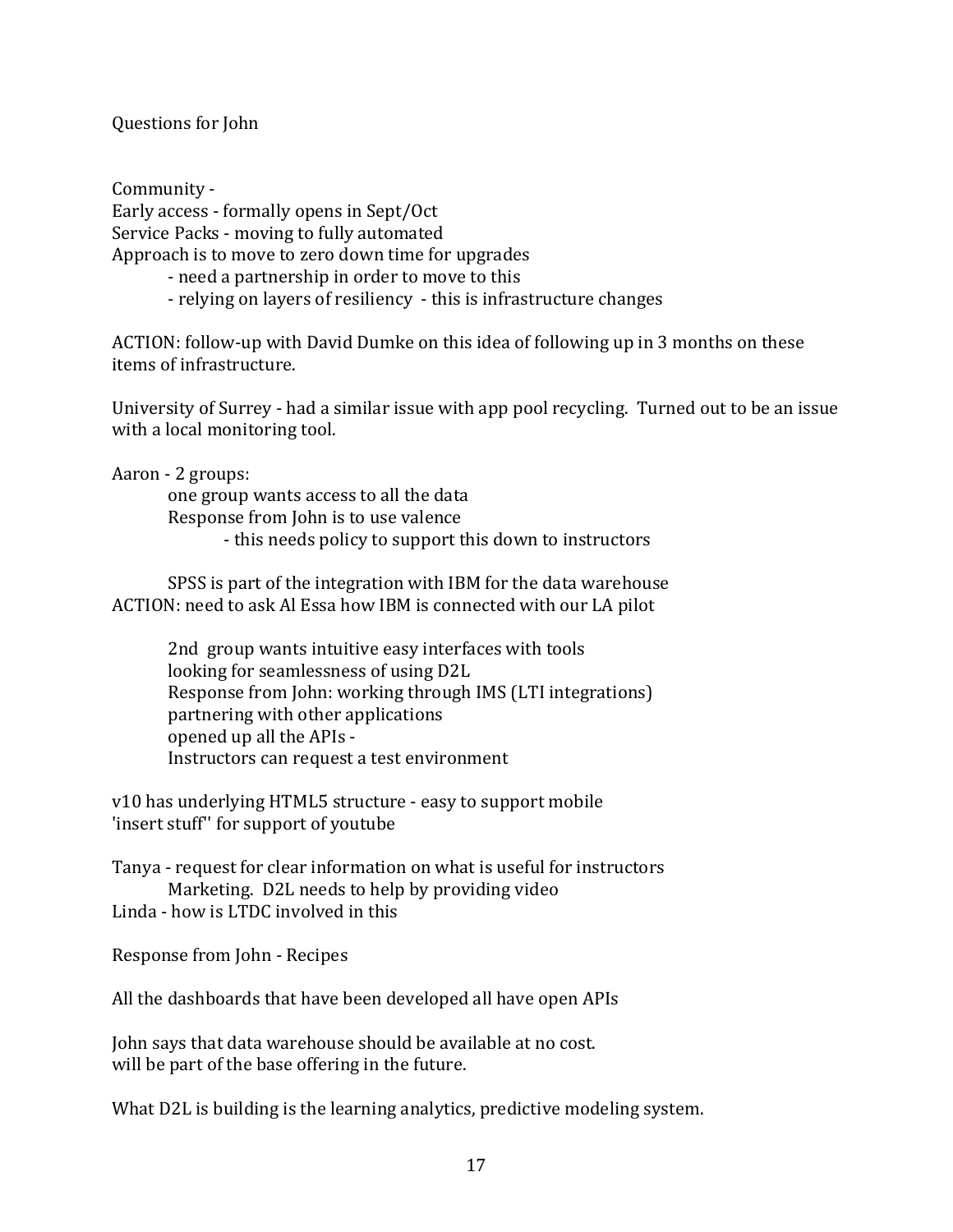Questions for John

Community -
Early access - formally opens in Sept/Oct
Service Packs - moving to fully automated
Approach is to move to zero down time for upgrades
- need a partnership in order to move to this
- relying on layers of resiliency - this is infrastructure changes

ACTION: follow-up with David Dumke on this idea of following up in 3 months on these items of infrastructure.

University of Surrey - had a similar issue with app pool recycling. Turned out to be an issue with a local monitoring tool.

Aaron - 2 groups:
- one group wants access to all the data
- Response from John is to use valence
    - this needs policy to support this down to instructors

SPSS is part of the integration with IBM for the data warehouse
ACTION: need to ask Al Essa how IBM is connected with our LA pilot

- 2nd group wants intuitive easy interfaces with tools
- looking for seamlessness of using D2L
- Response from John: working through IMS (LTI integrations)
- partnering with other applications
- opened up all the APIs -
- Instructors can request a test environment

v10 has underlying HTML5 structure - easy to support mobile
'insert stuff'' for support of youtube

Tanya - request for clear information on what is useful for instructors
Marketing. D2L needs to help by providing video
Linda - how is LTDC involved in this

Response from John - Recipes

All the dashboards that have been developed all have open APIs

John says that data warehouse should be available at no cost.
will be part of the base offering in the future.

What D2L is building is the learning analytics, predictive modeling system.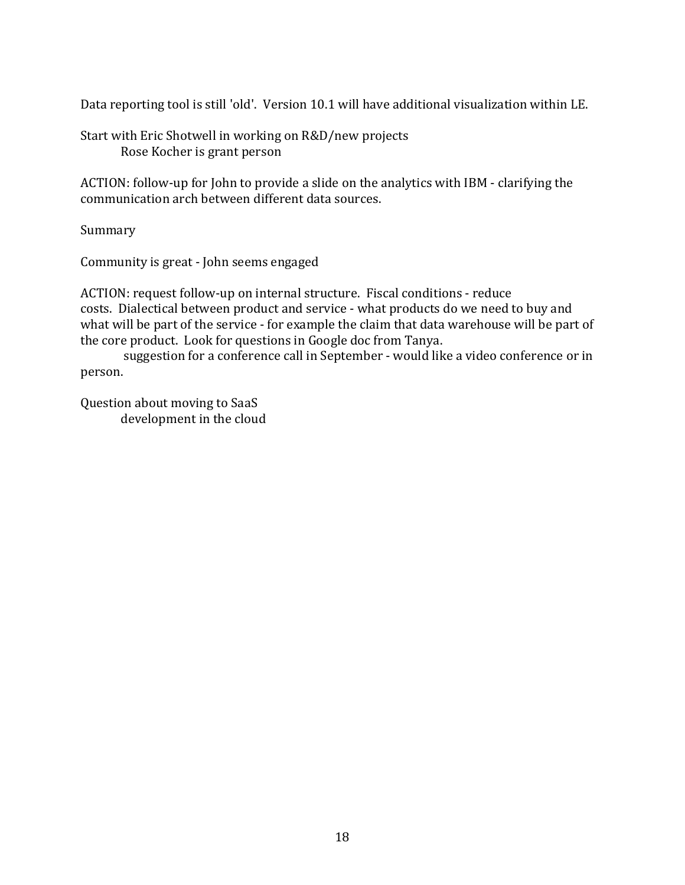Data reporting tool is still 'old'. Version 10.1 will have additional visualization within LE.

Start with Eric Shotwell in working on R&D/new projects

    Rose Kocher is grant person

ACTION: follow-up for John to provide a slide on the analytics with IBM - clarifying the communication arch between different data sources.

Summary

Community is great - John seems engaged

ACTION: request follow-up on internal structure. Fiscal conditions - reduce costs. Dialectical between product and service - what products do we need to buy and what will be part of the service - for example the claim that data warehouse will be part of the core product. Look for questions in Google doc from Tanya.

    suggestion for a conference call in September - would like a video conference or in person.

Question about moving to SaaS

    development in the cloud